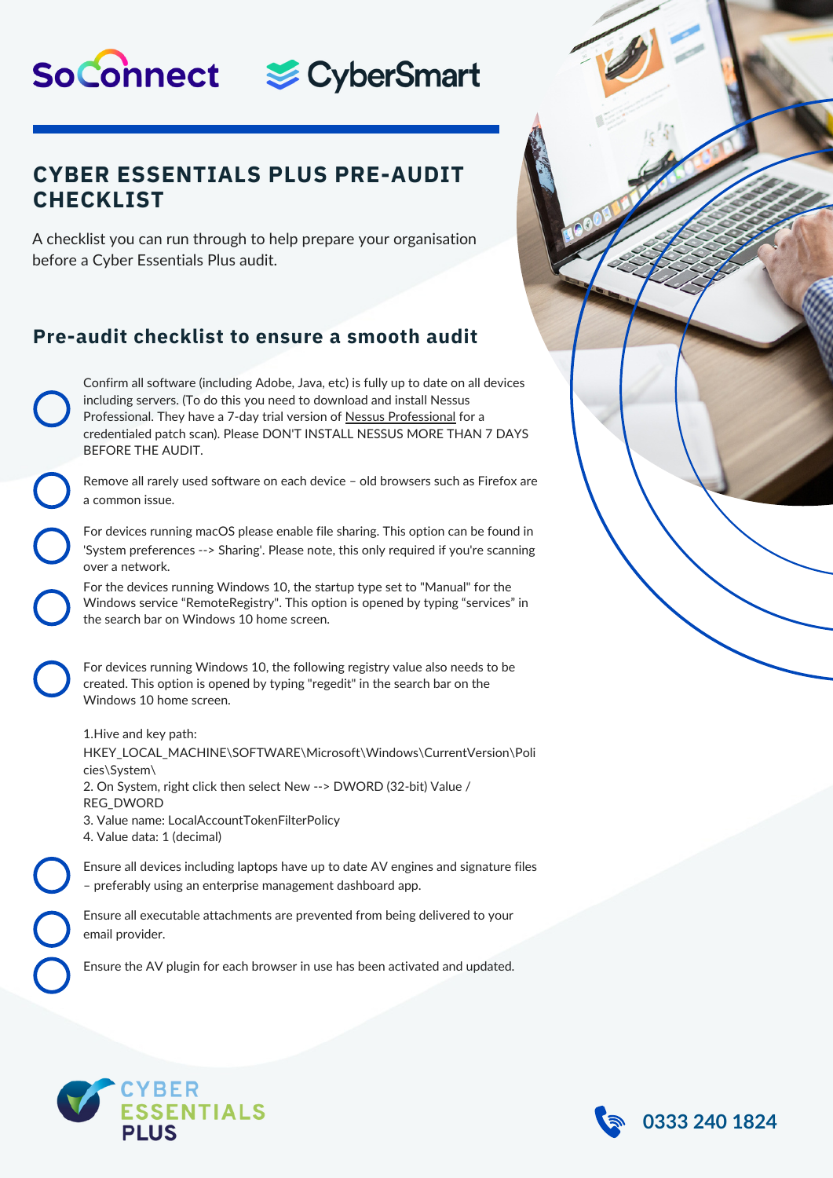SoConnect CyberSmart

# CYBER ESSENTIALS PLUS PRE-AUDIT CHECKLIST

A checklist you can run through to help prepare your organisation before a Cyber Essentials Plus audit.

## Pre-audit checklist to ensure a smooth audit

- Confirm all software (including Adobe, Java, etc) is fully up to date on all devices including servers. (To do this you need to download and install Nessus Professional. They have a 7-day trial version of Nessus Professional for a credentialed patch scan). Please DON'T INSTALL NESSUS MORE THAN 7 DAYS BEFORE THE AUDIT.
- Remove all rarely used software on each device – old browsers such as Firefox are a common issue.
- For devices running macOS please enable file sharing. This option can be found in 'System preferences --> Sharing'. Please note, this only required if you're scanning over a network.
- For the devices running Windows 10, the startup type set to "Manual" for the Windows service "RemoteRegistry". This option is opened by typing "services" in the search bar on Windows 10 home screen.
- For devices running Windows 10, the following registry value also needs to be created. This option is opened by typing "regedit" in the search bar on the Windows 10 home screen.

  1. Hive and key path: HKEY_LOCAL_MACHINE\SOFTWARE\Microsoft\Windows\CurrentVersion\Policies\System\
  2. On System, right click then select New --> DWORD (32-bit) Value / REG_DWORD
  3. Value name: LocalAccountTokenFilterPolicy
  4. Value data: 1 (decimal)
- Ensure all devices including laptops have up to date AV engines and signature files – preferably using an enterprise management dashboard app.
- Ensure all executable attachments are prevented from being delivered to your email provider.
- Ensure the AV plugin for each browser in use has been activated and updated.

CYBER ESSENTIALS PLUS

0333 240 1824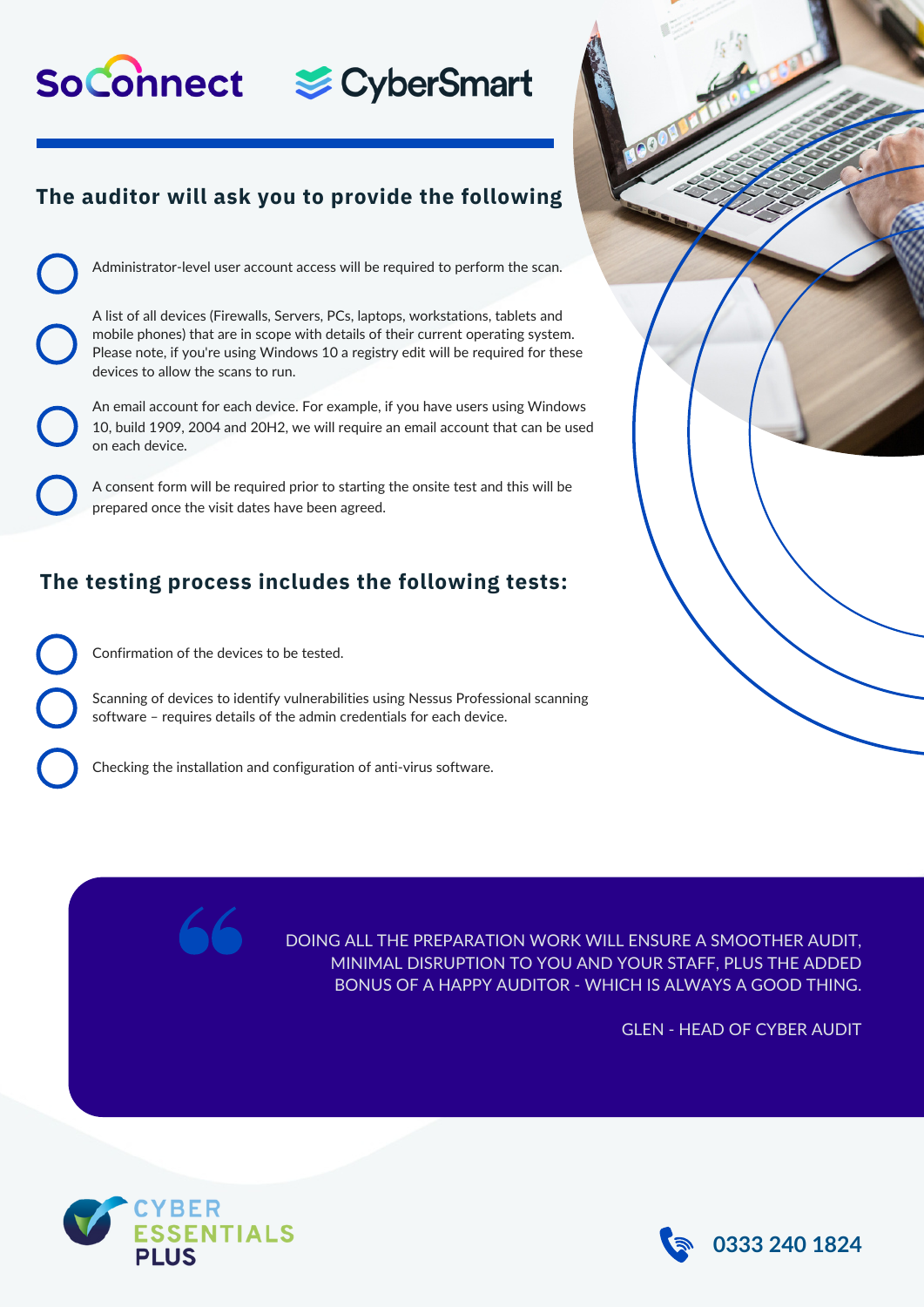SoConnect CyberSmart

## The auditor will ask you to provide the following

- Administrator-level user account access will be required to perform the scan.
- A list of all devices (Firewalls, Servers, PCs, laptops, workstations, tablets and mobile phones) that are in scope with details of their current operating system. Please note, if you're using Windows 10 a registry edit will be required for these devices to allow the scans to run.
- An email account for each device. For example, if you have users using Windows 10, build 1909, 2004 and 20H2, we will require an email account that can be used on each device.
- A consent form will be required prior to starting the onsite test and this will be prepared once the visit dates have been agreed.

## The testing process includes the following tests:

- Confirmation of the devices to be tested.
- Scanning of devices to identify vulnerabilities using Nessus Professional scanning software – requires details of the admin credentials for each device.
- Checking the installation and configuration of anti-virus software.

> DOING ALL THE PREPARATION WORK WILL ENSURE A SMOOTHER AUDIT, MINIMAL DISRUPTION TO YOU AND YOUR STAFF, PLUS THE ADDED BONUS OF A HAPPY AUDITOR - WHICH IS ALWAYS A GOOD THING.
>
> GLEN - HEAD OF CYBER AUDIT

CYBER ESSENTIALS PLUS

0333 240 1824